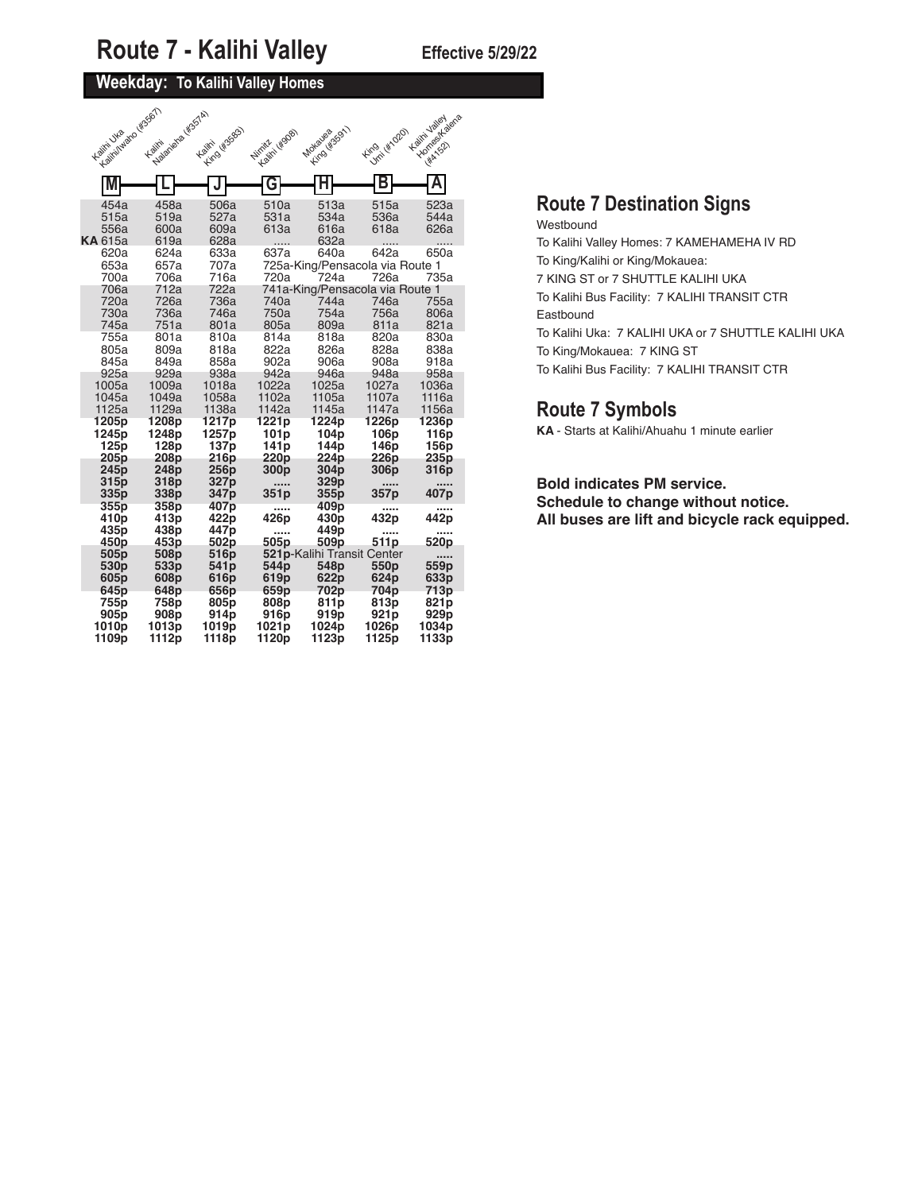# Route 7 - Kalihi Valley

**Effective 5/29/22**

## Weekday: To Kalihi Valley Homes

| Kalihi Uka Kalihi/Iwaho (#3567) M | Kalihi Nalanieha (#3574) L | Kalihi King (#3583) J | Nimitz Kalihi (#908) G | Mokauea King (#3591) H | King Umi (#1020) B | Kalihi Valley Homes/Kalena (#4152) A |
|---|---|---|---|---|---|---|
| 454a | 458a | 506a | 510a | 513a | 515a | 523a |
| 515a | 519a | 527a | 531a | 534a | 536a | 544a |
| 556a | 600a | 609a | 613a | 616a | 618a | 626a |
| KA 615a | 619a | 628a | ..... | 632a | ..... | ..... |
| 620a | 624a | 633a | 637a | 640a | 642a | 650a |
| 653a | 657a | 707a | 725a-King/Pensacola via Route 1 | | | |
| 700a | 706a | 716a | 720a | 724a | 726a | 735a |
| 706a | 712a | 722a | 741a-King/Pensacola via Route 1 | | | |
| 720a | 726a | 736a | 740a | 744a | 746a | 755a |
| 730a | 736a | 746a | 750a | 754a | 756a | 806a |
| 745a | 751a | 801a | 805a | 809a | 811a | 821a |
| 755a | 801a | 810a | 814a | 818a | 820a | 830a |
| 805a | 809a | 818a | 822a | 826a | 828a | 838a |
| 845a | 849a | 858a | 902a | 906a | 908a | 918a |
| 925a | 929a | 938a | 942a | 946a | 948a | 958a |
| 1005a | 1009a | 1018a | 1022a | 1025a | 1027a | 1036a |
| 1045a | 1049a | 1058a | 1102a | 1105a | 1107a | 1116a |
| 1125a | 1129a | 1138a | 1142a | 1145a | 1147a | 1156a |
| **1205p** | **1208p** | **1217p** | **1221p** | **1224p** | **1226p** | **1236p** |
| **1245p** | **1248p** | **1257p** | **101p** | **104p** | **106p** | **116p** |
| **125p** | **128p** | **137p** | **141p** | **144p** | **146p** | **156p** |
| **205p** | **208p** | **216p** | **220p** | **224p** | **226p** | **235p** |
| **245p** | **248p** | **256p** | **300p** | **304p** | **306p** | **316p** |
| **315p** | **318p** | **327p** | ..... | **329p** | ..... | ..... |
| **335p** | **338p** | **347p** | **351p** | **355p** | **357p** | **407p** |
| **355p** | **358p** | **407p** | ..... | **409p** | ..... | ..... |
| **410p** | **413p** | **422p** | **426p** | **430p** | **432p** | **442p** |
| **435p** | **438p** | **447p** | ..... | **449p** | ..... | ..... |
| **450p** | **453p** | **502p** | **505p** | **509p** | **511p** | **520p** |
| **505p** | **508p** | **516p** | **521p**-Kalihi Transit Center | | | ..... |
| **530p** | **533p** | **541p** | **544p** | **548p** | **550p** | **559p** |
| **605p** | **608p** | **616p** | **619p** | **622p** | **624p** | **633p** |
| **645p** | **648p** | **656p** | **659p** | **702p** | **704p** | **713p** |
| **755p** | **758p** | **805p** | **808p** | **811p** | **813p** | **821p** |
| **905p** | **908p** | **914p** | **916p** | **919p** | **921p** | **929p** |
| **1010p** | **1013p** | **1019p** | **1021p** | **1024p** | **1026p** | **1034p** |
| **1109p** | **1112p** | **1118p** | **1120p** | **1123p** | **1125p** | **1133p** |

## Route 7 Destination Signs

Westbound

To Kalihi Valley Homes: 7 KAMEHAMEHA IV RD

To King/Kalihi or King/Mokauea:

7 KING ST or 7 SHUTTLE KALIHI UKA

To Kalihi Bus Facility: 7 KALIHI TRANSIT CTR

Eastbound

To Kalihi Uka: 7 KALIHI UKA or 7 SHUTTLE KALIHI UKA

To King/Mokauea: 7 KING ST

To Kalihi Bus Facility: 7 KALIHI TRANSIT CTR

## Route 7 Symbols

**KA** - Starts at Kalihi/Ahuahu 1 minute earlier

**Bold indicates PM service.**
**Schedule to change without notice.**
**All buses are lift and bicycle rack equipped.**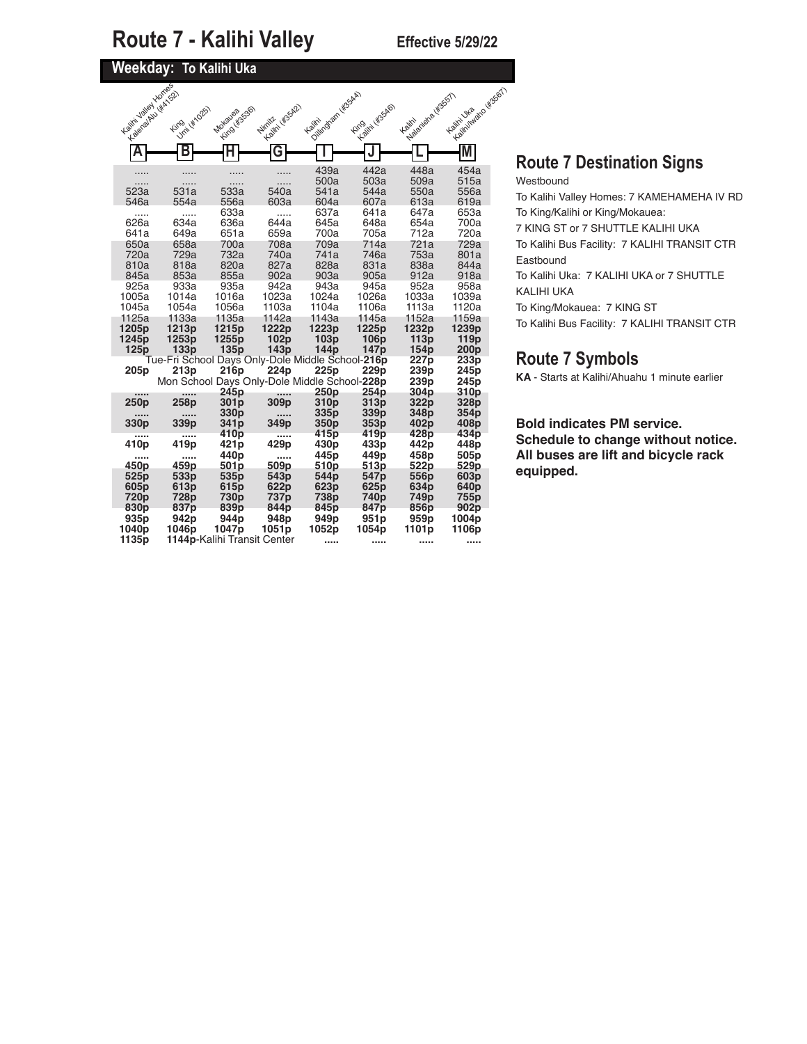# Route 7 - Kalihi Valley

**Effective 5/29/22**

## Weekday: To Kalihi Uka

| A<br>Kalihi Valley Homes Kalena/Alu (#4152) | B<br>King Umi (#1025) | H<br>Mokauea King (#3536) | G<br>Nimitz Kalihi (#3542) | I<br>Kalihi Dillingham (#3544) | J<br>King Kalihi (#3546) | L<br>Kalihi Nalanieha (#3557) | M<br>Kalihi Uka Kalihi/Iwaho (#3567) |
|---|---|---|---|---|---|---|---|
| ..... | ..... | ..... | ..... | 439a | 442a | 448a | 454a |
| ..... | ..... | ..... | ..... | 500a | 503a | 509a | 515a |
| 523a | 531a | 533a | 540a | 541a | 544a | 550a | 556a |
| 546a | 554a | 556a | 603a | 604a | 607a | 613a | 619a |
| ..... | ..... | 633a | ..... | 637a | 641a | 647a | 653a |
| 626a | 634a | 636a | 644a | 645a | 648a | 654a | 700a |
| 641a | 649a | 651a | 659a | 700a | 705a | 712a | 720a |
| 650a | 658a | 700a | 708a | 709a | 714a | 721a | 729a |
| 720a | 729a | 732a | 740a | 741a | 746a | 753a | 801a |
| 810a | 818a | 820a | 827a | 828a | 831a | 838a | 844a |
| 845a | 853a | 855a | 902a | 903a | 905a | 912a | 918a |
| 925a | 933a | 935a | 942a | 943a | 945a | 952a | 958a |
| 1005a | 1014a | 1016a | 1023a | 1024a | 1026a | 1033a | 1039a |
| 1045a | 1054a | 1056a | 1103a | 1104a | 1106a | 1113a | 1120a |
| 1125a | 1133a | 1135a | 1142a | 1143a | 1145a | 1152a | 1159a |
| **1205p** | **1213p** | **1215p** | **1222p** | **1223p** | **1225p** | **1232p** | **1239p** |
| **1245p** | **1253p** | **1255p** | **102p** | **103p** | **106p** | **113p** | **119p** |
| **125p** | **133p** | **135p** | **143p** | **144p** | **147p** | **154p** | **200p** |
| Tue-Fri School Days Only-Dole Middle School-**216p** | | | | | | **227p** | **233p** |
| **205p** | **213p** | **216p** | **224p** | **225p** | **229p** | **239p** | **245p** |
| Mon School Days Only-Dole Middle School-**228p** | | | | | | **239p** | **245p** |
| ..... | ..... | **245p** | ..... | **250p** | **254p** | **304p** | **310p** |
| **250p** | **258p** | **301p** | **309p** | **310p** | **313p** | **322p** | **328p** |
| ..... | ..... | **330p** | ..... | **335p** | **339p** | **348p** | **354p** |
| **330p** | **339p** | **341p** | **349p** | **350p** | **353p** | **402p** | **408p** |
| ..... | ..... | **410p** | ..... | **415p** | **419p** | **428p** | **434p** |
| **410p** | **419p** | **421p** | **429p** | **430p** | **433p** | **442p** | **448p** |
| ..... | ..... | **440p** | ..... | **445p** | **449p** | **458p** | **505p** |
| **450p** | **459p** | **501p** | **509p** | **510p** | **513p** | **522p** | **529p** |
| **525p** | **533p** | **535p** | **543p** | **544p** | **547p** | **556p** | **603p** |
| **605p** | **613p** | **615p** | **622p** | **623p** | **625p** | **634p** | **640p** |
| **720p** | **728p** | **730p** | **737p** | **738p** | **740p** | **749p** | **755p** |
| **830p** | **837p** | **839p** | **844p** | **845p** | **847p** | **856p** | **902p** |
| **935p** | **942p** | **944p** | **948p** | **949p** | **951p** | **959p** | **1004p** |
| **1040p** | **1046p** | **1047p** | **1051p** | **1052p** | **1054p** | **1101p** | **1106p** |
| **1135p** | **1144p**-Kalihi Transit Center | | | ..... | ..... | ..... | ..... |

## Route 7 Destination Signs

Westbound

To Kalihi Valley Homes: 7 KAMEHAMEHA IV RD

To King/Kalihi or King/Mokauea:
7 KING ST or 7 SHUTTLE KALIHI UKA

To Kalihi Bus Facility: 7 KALIHI TRANSIT CTR

Eastbound

To Kalihi Uka: 7 KALIHI UKA or 7 SHUTTLE KALIHI UKA

To King/Mokauea: 7 KING ST

To Kalihi Bus Facility: 7 KALIHI TRANSIT CTR

## Route 7 Symbols

**KA** - Starts at Kalihi/Ahuahu 1 minute earlier

**Bold indicates PM service.**
**Schedule to change without notice.**
**All buses are lift and bicycle rack equipped.**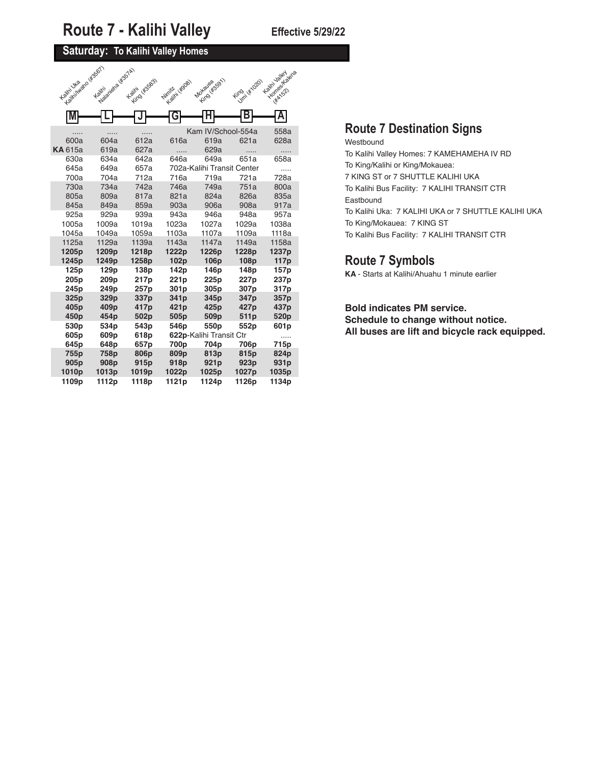# Route 7 - Kalihi Valley

**Effective 5/29/22**

## Saturday: To Kalihi Valley Homes

| Kalihi Uka Kalihi/Iwaho (#3567) M | Kalihi Nalanieha (#3574) L | Kalihi King (#3583) J | Nimitz Kalihi (#908) G | Mokauea King (#3591) H | King Umi (#1020) B | Kalihi Valley Homes/Kalena (#4152) A |
|---|---|---|---|---|---|---|
| ..... | ..... | ..... | Kam IV/School-554a | | | 558a |
| 600a | 604a | 612a | 616a | 619a | 621a | 628a |
| KA 615a | 619a | 627a | ..... | 629a | ..... | ..... |
| 630a | 634a | 642a | 646a | 649a | 651a | 658a |
| 645a | 649a | 657a | 702a-Kalihi Transit Center | | | ..... |
| 700a | 704a | 712a | 716a | 719a | 721a | 728a |
| 730a | 734a | 742a | 746a | 749a | 751a | 800a |
| 805a | 809a | 817a | 821a | 824a | 826a | 835a |
| 845a | 849a | 859a | 903a | 906a | 908a | 917a |
| 925a | 929a | 939a | 943a | 946a | 948a | 957a |
| 1005a | 1009a | 1019a | 1023a | 1027a | 1029a | 1038a |
| 1045a | 1049a | 1059a | 1103a | 1107a | 1109a | 1118a |
| 1125a | 1129a | 1139a | 1143a | 1147a | 1149a | 1158a |
| **1205p** | **1209p** | **1218p** | **1222p** | **1226p** | **1228p** | **1237p** |
| **1245p** | **1249p** | **1258p** | **102p** | **106p** | **108p** | **117p** |
| **125p** | **129p** | **138p** | **142p** | **146p** | **148p** | **157p** |
| **205p** | **209p** | **217p** | **221p** | **225p** | **227p** | **237p** |
| **245p** | **249p** | **257p** | **301p** | **305p** | **307p** | **317p** |
| **325p** | **329p** | **337p** | **341p** | **345p** | **347p** | **357p** |
| **405p** | **409p** | **417p** | **421p** | **425p** | **427p** | **437p** |
| **450p** | **454p** | **502p** | **505p** | **509p** | **511p** | **520p** |
| **530p** | **534p** | **543p** | **546p** | **550p** | **552p** | **601p** |
| **605p** | **609p** | **618p** | **622p**-Kalihi Transit Ctr | | | ..... |
| **645p** | **648p** | **657p** | **700p** | **704p** | **706p** | **715p** |
| **755p** | **758p** | **806p** | **809p** | **813p** | **815p** | **824p** |
| **905p** | **908p** | **915p** | **918p** | **921p** | **923p** | **931p** |
| **1010p** | **1013p** | **1019p** | **1022p** | **1025p** | **1027p** | **1035p** |
| **1109p** | **1112p** | **1118p** | **1121p** | **1124p** | **1126p** | **1134p** |

## Route 7 Destination Signs

Westbound

To Kalihi Valley Homes: 7 KAMEHAMEHA IV RD

To King/Kalihi or King/Mokauea:

7 KING ST or 7 SHUTTLE KALIHI UKA

To Kalihi Bus Facility: 7 KALIHI TRANSIT CTR

Eastbound

To Kalihi Uka: 7 KALIHI UKA or 7 SHUTTLE KALIHI UKA

To King/Mokauea: 7 KING ST

To Kalihi Bus Facility: 7 KALIHI TRANSIT CTR

## Route 7 Symbols

**KA** - Starts at Kalihi/Ahuahu 1 minute earlier

**Bold indicates PM service.**
**Schedule to change without notice.**
**All buses are lift and bicycle rack equipped.**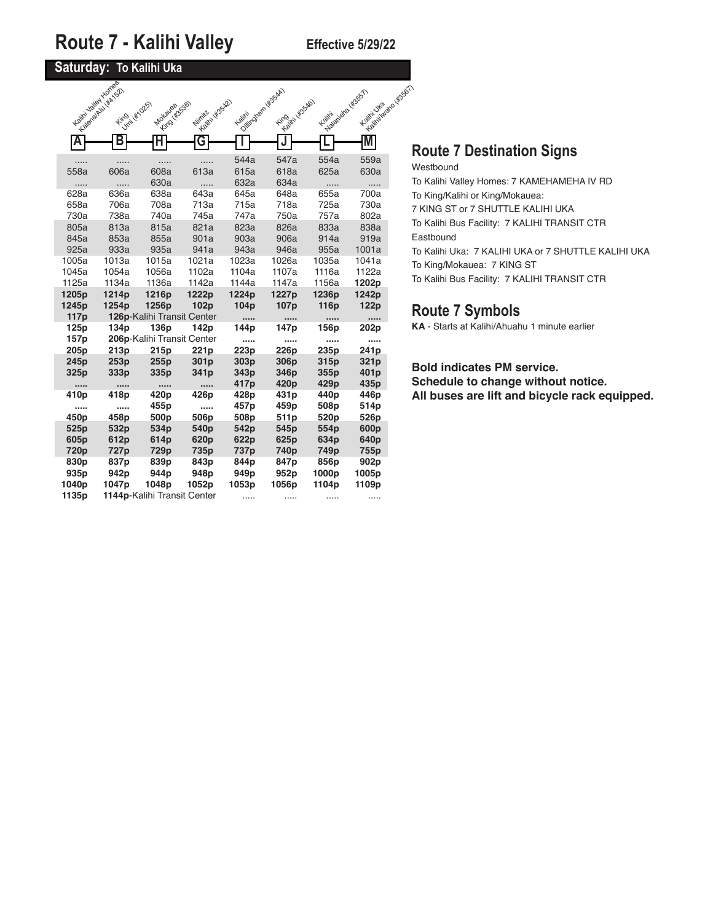# Route 7 - Kalihi Valley

**Effective 5/29/22**

## Saturday: To Kalihi Uka

| A<br>Kalihi Valley Homes Kalena/Alu (#4152) | B<br>King Umi (#1025) | H<br>Mokauea King (#3536) | G<br>Nimitz Kalihi (#3542) | I<br>Kalihi Dillingham (#3544) | J<br>King Kalihi (#3546) | L<br>Kalihi Nalanieha (#3557) | M<br>Kalihi Uka Kalihi/Iwaho (#3567) |
|---|---|---|---|---|---|---|---|
| ..... | ..... | ..... | ..... | 544a | 547a | 554a | 559a |
| 558a | 606a | 608a | 613a | 615a | 618a | 625a | 630a |
| ..... | ..... | 630a | ..... | 632a | 634a | ..... | ..... |
| 628a | 636a | 638a | 643a | 645a | 648a | 655a | 700a |
| 658a | 706a | 708a | 713a | 715a | 718a | 725a | 730a |
| 730a | 738a | 740a | 745a | 747a | 750a | 757a | 802a |
| 805a | 813a | 815a | 821a | 823a | 826a | 833a | 838a |
| 845a | 853a | 855a | 901a | 903a | 906a | 914a | 919a |
| 925a | 933a | 935a | 941a | 943a | 946a | 955a | 1001a |
| 1005a | 1013a | 1015a | 1021a | 1023a | 1026a | 1035a | 1041a |
| 1045a | 1054a | 1056a | 1102a | 1104a | 1107a | 1116a | 1122a |
| 1125a | 1134a | 1136a | 1142a | 1144a | 1147a | 1156a | **1202p** |
| **1205p** | **1214p** | **1216p** | **1222p** | **1224p** | **1227p** | **1236p** | **1242p** |
| **1245p** | **1254p** | **1256p** | **102p** | **104p** | **107p** | **116p** | **122p** |
| **117p** | **126p**-Kalihi Transit Center | | | ..... | ..... | ..... | ..... |
| **125p** | **134p** | **136p** | **142p** | **144p** | **147p** | **156p** | **202p** |
| **157p** | **206p**-Kalihi Transit Center | | | ..... | ..... | ..... | ..... |
| **205p** | **213p** | **215p** | **221p** | **223p** | **226p** | **235p** | **241p** |
| **245p** | **253p** | **255p** | **301p** | **303p** | **306p** | **315p** | **321p** |
| **325p** | **333p** | **335p** | **341p** | **343p** | **346p** | **355p** | **401p** |
| ..... | ..... | ..... | ..... | **417p** | **420p** | **429p** | **435p** |
| **410p** | **418p** | **420p** | **426p** | **428p** | **431p** | **440p** | **446p** |
| ..... | ..... | **455p** | ..... | **457p** | **459p** | **508p** | **514p** |
| **450p** | **458p** | **500p** | **506p** | **508p** | **511p** | **520p** | **526p** |
| **525p** | **532p** | **534p** | **540p** | **542p** | **545p** | **554p** | **600p** |
| **605p** | **612p** | **614p** | **620p** | **622p** | **625p** | **634p** | **640p** |
| **720p** | **727p** | **729p** | **735p** | **737p** | **740p** | **749p** | **755p** |
| **830p** | **837p** | **839p** | **843p** | **844p** | **847p** | **856p** | **902p** |
| **935p** | **942p** | **944p** | **948p** | **949p** | **952p** | **1000p** | **1005p** |
| **1040p** | **1047p** | **1048p** | **1052p** | **1053p** | **1056p** | **1104p** | **1109p** |
| **1135p** | **1144p**-Kalihi Transit Center | | | ..... | ..... | ..... | ..... |

## Route 7 Destination Signs

Westbound

To Kalihi Valley Homes: 7 KAMEHAMEHA IV RD

To King/Kalihi or King/Mokauea:

7 KING ST or 7 SHUTTLE KALIHI UKA

To Kalihi Bus Facility: 7 KALIHI TRANSIT CTR

Eastbound

To Kalihi Uka: 7 KALIHI UKA or 7 SHUTTLE KALIHI UKA

To King/Mokauea: 7 KING ST

To Kalihi Bus Facility: 7 KALIHI TRANSIT CTR

## Route 7 Symbols

**KA** - Starts at Kalihi/Ahuahu 1 minute earlier

**Bold indicates PM service.**
**Schedule to change without notice.**
**All buses are lift and bicycle rack equipped.**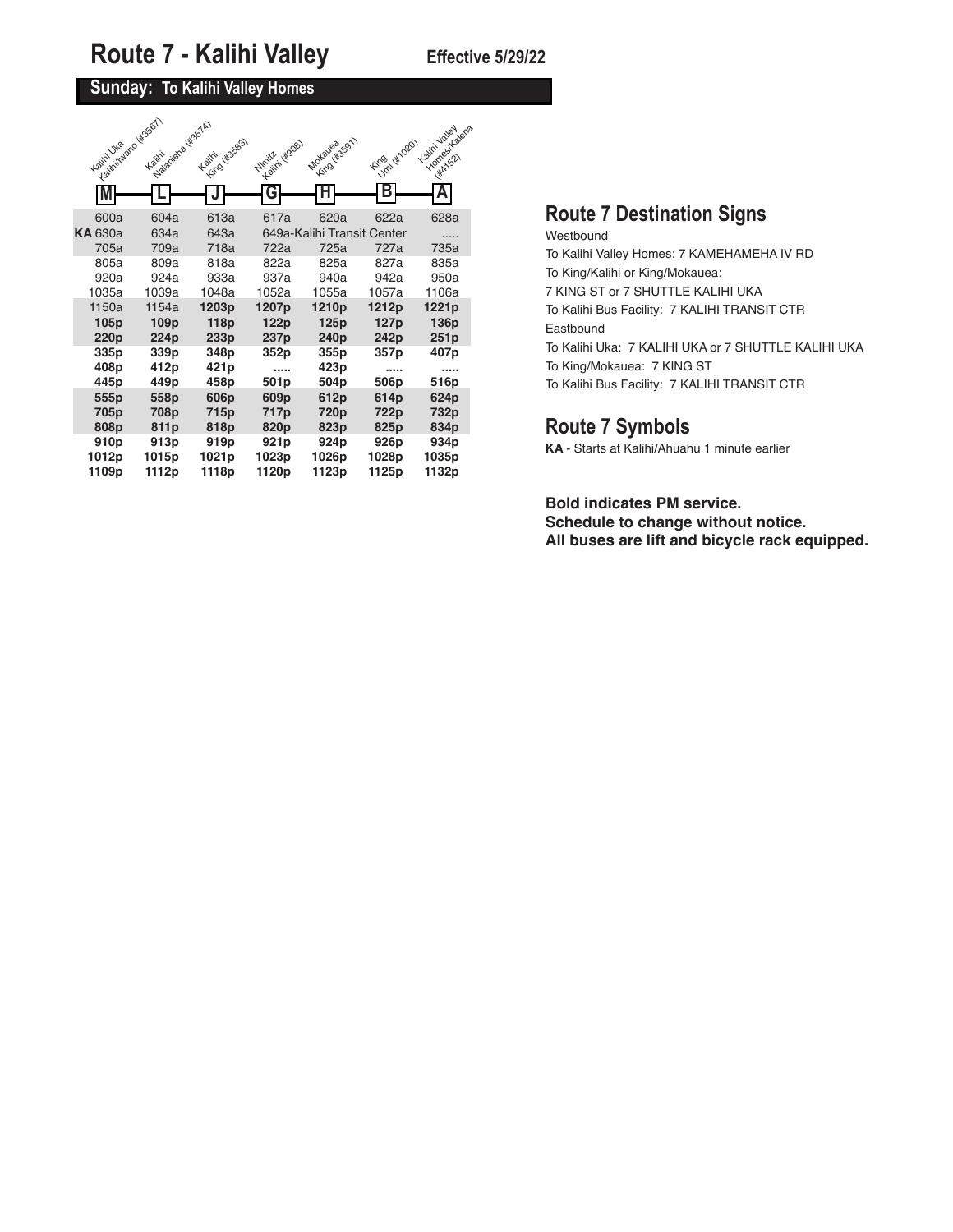# Route 7 - Kalihi Valley

**Effective 5/29/22**

## Sunday: To Kalihi Valley Homes

| Kalihi Uka Kalihi/Iwaho (#3567) M | Kalihi Nalanieha (#3574) L | Kalihi King (#3583) J | Nimitz Kalihi (#908) G | Mokauea King (#3591) H | King Umi (#1020) B | Kalihi Valley Homes/Kalena (#4152) A |
|---|---|---|---|---|---|---|
| 600a | 604a | 613a | 617a | 620a | 622a | 628a |
| KA 630a | 634a | 643a | 649a-Kalihi Transit Center | | | ..... |
| 705a | 709a | 718a | 722a | 725a | 727a | 735a |
| 805a | 809a | 818a | 822a | 825a | 827a | 835a |
| 920a | 924a | 933a | 937a | 940a | 942a | 950a |
| 1035a | 1039a | 1048a | 1052a | 1055a | 1057a | 1106a |
| 1150a | 1154a | **1203p** | **1207p** | **1210p** | **1212p** | **1221p** |
| **105p** | **109p** | **118p** | **122p** | **125p** | **127p** | **136p** |
| **220p** | **224p** | **233p** | **237p** | **240p** | **242p** | **251p** |
| **335p** | **339p** | **348p** | **352p** | **355p** | **357p** | **407p** |
| **408p** | **412p** | **421p** | ..... | **423p** | ..... | ..... |
| **445p** | **449p** | **458p** | **501p** | **504p** | **506p** | **516p** |
| **555p** | **558p** | **606p** | **609p** | **612p** | **614p** | **624p** |
| **705p** | **708p** | **715p** | **717p** | **720p** | **722p** | **732p** |
| **808p** | **811p** | **818p** | **820p** | **823p** | **825p** | **834p** |
| **910p** | **913p** | **919p** | **921p** | **924p** | **926p** | **934p** |
| **1012p** | **1015p** | **1021p** | **1023p** | **1026p** | **1028p** | **1035p** |
| **1109p** | **1112p** | **1118p** | **1120p** | **1123p** | **1125p** | **1132p** |

## Route 7 Destination Signs

Westbound

To Kalihi Valley Homes: 7 KAMEHAMEHA IV RD

To King/Kalihi or King/Mokauea:

7 KING ST or 7 SHUTTLE KALIHI UKA

To Kalihi Bus Facility: 7 KALIHI TRANSIT CTR

Eastbound

To Kalihi Uka: 7 KALIHI UKA or 7 SHUTTLE KALIHI UKA

To King/Mokauea: 7 KING ST

To Kalihi Bus Facility: 7 KALIHI TRANSIT CTR

## Route 7 Symbols

**KA** - Starts at Kalihi/Ahuahu 1 minute earlier

**Bold indicates PM service.**
**Schedule to change without notice.**
**All buses are lift and bicycle rack equipped.**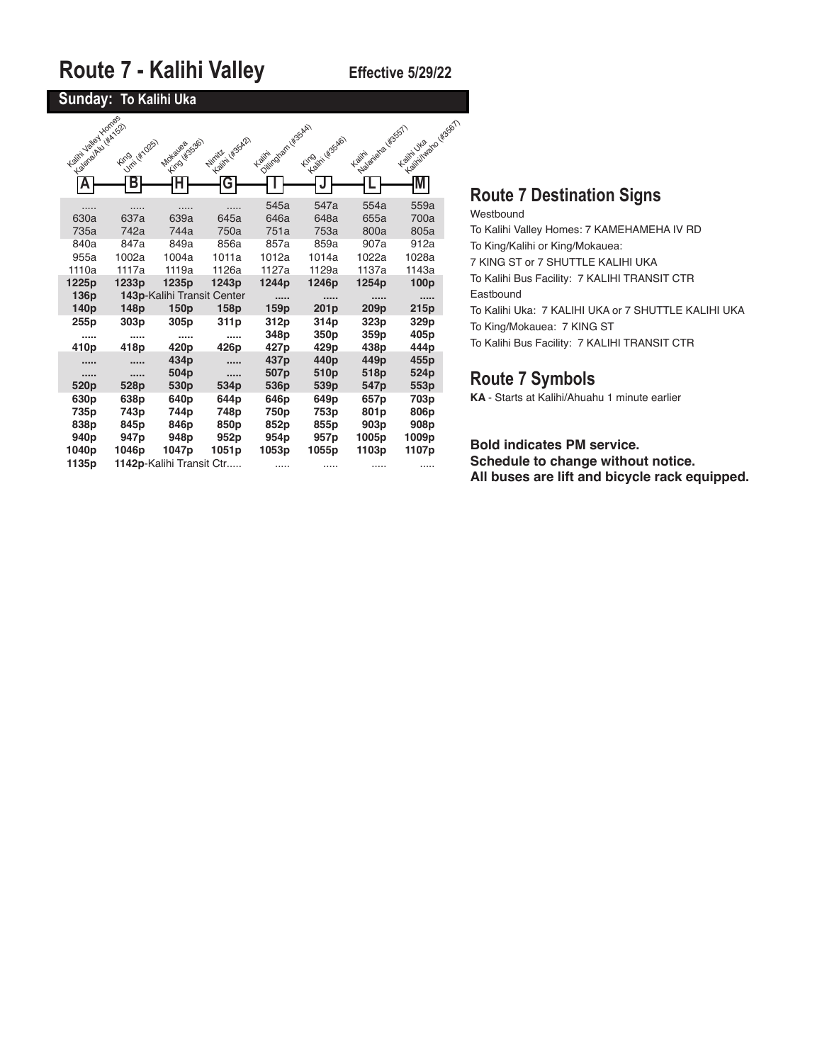# Route 7 - Kalihi Valley

**Effective 5/29/22**

## Sunday: To Kalihi Uka

| Kalihi Valley Homes Kalena/Alu (#4152) A | King Umi (#1025) B | Mokauea King (#3536) H | Nimitz Kalihi (#3542) G | Kalihi Dillingham (#3544) I | King Kalihi (#3546) J | Kalihi Nalanieha (#3557) L | Kalihi Uka Kalihi/Iwaho (#3567) M |
|---|---|---|---|---|---|---|---|
| ..... | ..... | ..... | ..... | 545a | 547a | 554a | 559a |
| 630a | 637a | 639a | 645a | 646a | 648a | 655a | 700a |
| 735a | 742a | 744a | 750a | 751a | 753a | 800a | 805a |
| 840a | 847a | 849a | 856a | 857a | 859a | 907a | 912a |
| 955a | 1002a | 1004a | 1011a | 1012a | 1014a | 1022a | 1028a |
| 1110a | 1117a | 1119a | 1126a | 1127a | 1129a | 1137a | 1143a |
| **1225p** | **1233p** | **1235p** | **1243p** | **1244p** | **1246p** | **1254p** | **100p** |
| **136p** | **143p**-Kalihi Transit Center | | | ..... | ..... | ..... | ..... |
| **140p** | **148p** | **150p** | **158p** | **159p** | **201p** | **209p** | **215p** |
| **255p** | **303p** | **305p** | **311p** | **312p** | **314p** | **323p** | **329p** |
| ..... | ..... | ..... | ..... | **348p** | **350p** | **359p** | **405p** |
| **410p** | **418p** | **420p** | **426p** | **427p** | **429p** | **438p** | **444p** |
| ..... | ..... | **434p** | ..... | **437p** | **440p** | **449p** | **455p** |
| ..... | ..... | **504p** | ..... | **507p** | **510p** | **518p** | **524p** |
| **520p** | **528p** | **530p** | **534p** | **536p** | **539p** | **547p** | **553p** |
| **630p** | **638p** | **640p** | **644p** | **646p** | **649p** | **657p** | **703p** |
| **735p** | **743p** | **744p** | **748p** | **750p** | **753p** | **801p** | **806p** |
| **838p** | **845p** | **846p** | **850p** | **852p** | **855p** | **903p** | **908p** |
| **940p** | **947p** | **948p** | **952p** | **954p** | **957p** | **1005p** | **1009p** |
| **1040p** | **1046p** | **1047p** | **1051p** | **1053p** | **1055p** | **1103p** | **1107p** |
| **1135p** | **1142p**-Kalihi Transit Ctr..... | | | ..... | ..... | ..... | ..... |

## Route 7 Destination Signs

Westbound

To Kalihi Valley Homes: 7 KAMEHAMEHA IV RD

To King/Kalihi or King/Mokauea:

7 KING ST or 7 SHUTTLE KALIHI UKA

To Kalihi Bus Facility: 7 KALIHI TRANSIT CTR

Eastbound

To Kalihi Uka: 7 KALIHI UKA or 7 SHUTTLE KALIHI UKA

To King/Mokauea: 7 KING ST

To Kalihi Bus Facility: 7 KALIHI TRANSIT CTR

## Route 7 Symbols

**KA** - Starts at Kalihi/Ahuahu 1 minute earlier

**Bold indicates PM service.**
**Schedule to change without notice.**
**All buses are lift and bicycle rack equipped.**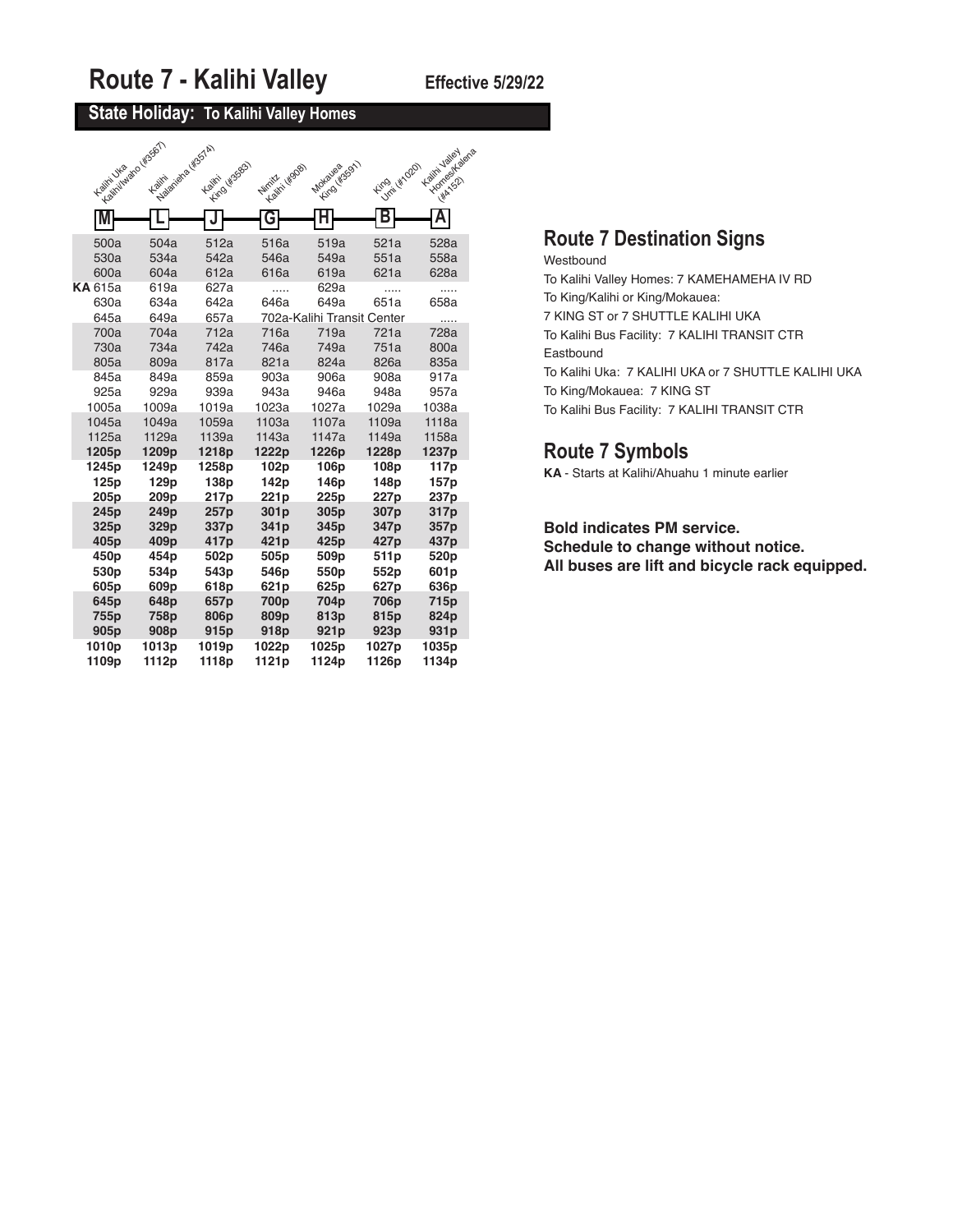# Route 7 - Kalihi Valley

**Effective 5/29/22**

## State Holiday: To Kalihi Valley Homes

| Kalihi Uka Kalihi/Iwaho (#3567) M | Kalihi Nalanieha (#3574) L | Kalihi King (#3583) J | Nimitz Kalihi (#908) G | Mokauea King (#3591) H | King Umi (#1020) B | Kalihi Valley Homes/Kalena (#4152) A |
|---|---|---|---|---|---|---|
| 500a | 504a | 512a | 516a | 519a | 521a | 528a |
| 530a | 534a | 542a | 546a | 549a | 551a | 558a |
| 600a | 604a | 612a | 616a | 619a | 621a | 628a |
| **KA** 615a | 619a | 627a | ..... | 629a | ..... | ..... |
| 630a | 634a | 642a | 646a | 649a | 651a | 658a |
| 645a | 649a | 657a | 702a-Kalihi Transit Center | | | ..... |
| 700a | 704a | 712a | 716a | 719a | 721a | 728a |
| 730a | 734a | 742a | 746a | 749a | 751a | 800a |
| 805a | 809a | 817a | 821a | 824a | 826a | 835a |
| 845a | 849a | 859a | 903a | 906a | 908a | 917a |
| 925a | 929a | 939a | 943a | 946a | 948a | 957a |
| 1005a | 1009a | 1019a | 1023a | 1027a | 1029a | 1038a |
| 1045a | 1049a | 1059a | 1103a | 1107a | 1109a | 1118a |
| 1125a | 1129a | 1139a | 1143a | 1147a | 1149a | 1158a |
| **1205p** | **1209p** | **1218p** | **1222p** | **1226p** | **1228p** | **1237p** |
| **1245p** | **1249p** | **1258p** | **102p** | **106p** | **108p** | **117p** |
| **125p** | **129p** | **138p** | **142p** | **146p** | **148p** | **157p** |
| **205p** | **209p** | **217p** | **221p** | **225p** | **227p** | **237p** |
| **245p** | **249p** | **257p** | **301p** | **305p** | **307p** | **317p** |
| **325p** | **329p** | **337p** | **341p** | **345p** | **347p** | **357p** |
| **405p** | **409p** | **417p** | **421p** | **425p** | **427p** | **437p** |
| **450p** | **454p** | **502p** | **505p** | **509p** | **511p** | **520p** |
| **530p** | **534p** | **543p** | **546p** | **550p** | **552p** | **601p** |
| **605p** | **609p** | **618p** | **621p** | **625p** | **627p** | **636p** |
| **645p** | **648p** | **657p** | **700p** | **704p** | **706p** | **715p** |
| **755p** | **758p** | **806p** | **809p** | **813p** | **815p** | **824p** |
| **905p** | **908p** | **915p** | **918p** | **921p** | **923p** | **931p** |
| **1010p** | **1013p** | **1019p** | **1022p** | **1025p** | **1027p** | **1035p** |
| **1109p** | **1112p** | **1118p** | **1121p** | **1124p** | **1126p** | **1134p** |

## Route 7 Destination Signs

Westbound

To Kalihi Valley Homes: 7 KAMEHAMEHA IV RD

To King/Kalihi or King/Mokauea:

7 KING ST or 7 SHUTTLE KALIHI UKA

To Kalihi Bus Facility: 7 KALIHI TRANSIT CTR

Eastbound

To Kalihi Uka: 7 KALIHI UKA or 7 SHUTTLE KALIHI UKA

To King/Mokauea: 7 KING ST

To Kalihi Bus Facility: 7 KALIHI TRANSIT CTR

## Route 7 Symbols

**KA** - Starts at Kalihi/Ahuahu 1 minute earlier

**Bold indicates PM service.**
**Schedule to change without notice.**
**All buses are lift and bicycle rack equipped.**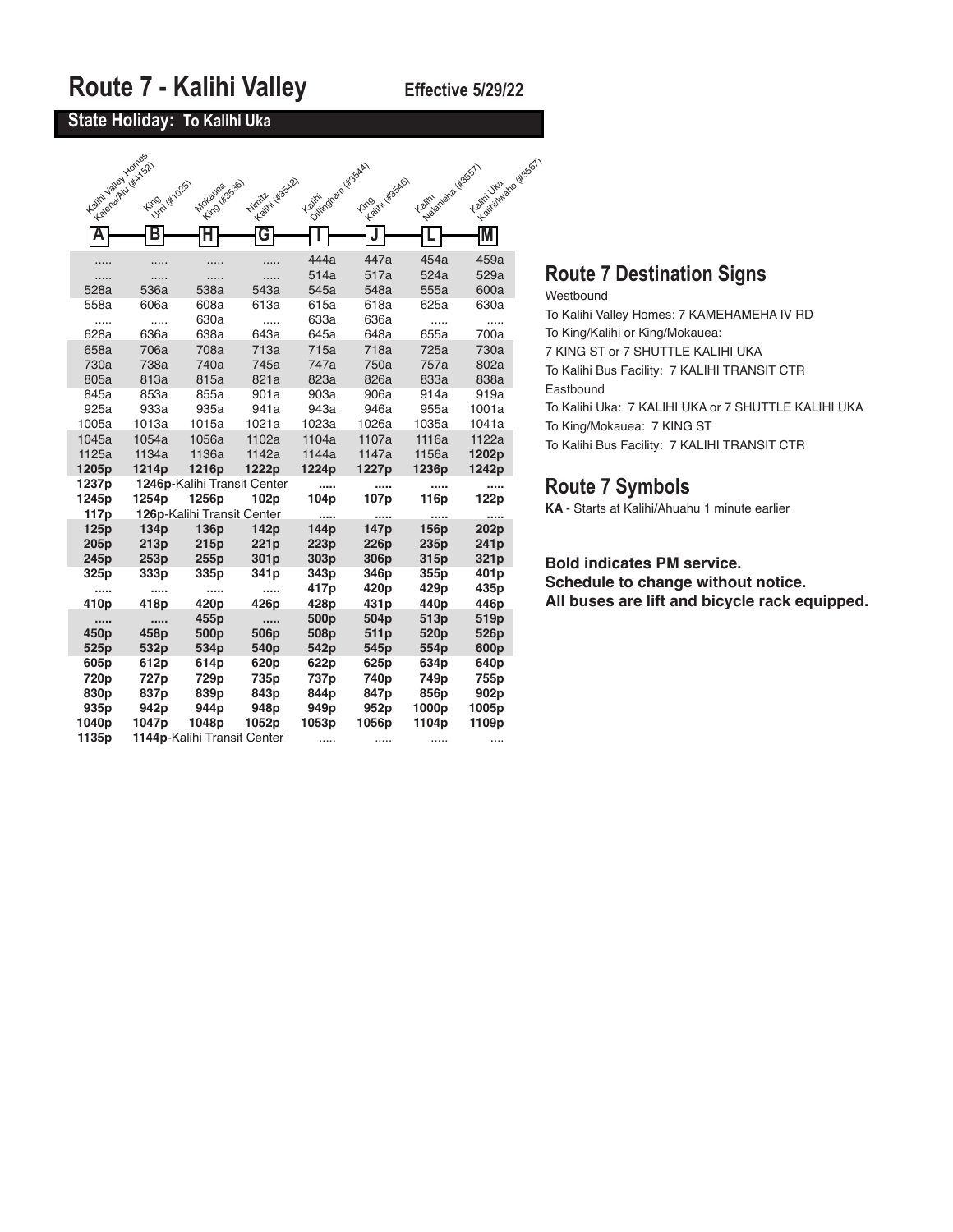# Route 7 - Kalihi Valley

**Effective 5/29/22**

## State Holiday: To Kalihi Uka

| Kalihi Valley Homes Kalena/Alu (#4152) | King Umi (#1025) | Mokauea King (#3536) | Nimitz Kalihi (#3542) | Kalihi Dillingham (#3544) | King Kalihi (#3546) | Kalihi Nalanieha (#3557) | Kalihi Uka Kalihi/Iwaho (#3567) |
|---|---|---|---|---|---|---|---|
| A | B | H | G | I | J | L | M |
| ..... | ..... | ..... | ..... | 444a | 447a | 454a | 459a |
| ..... | ..... | ..... | ..... | 514a | 517a | 524a | 529a |
| 528a | 536a | 538a | 543a | 545a | 548a | 555a | 600a |
| 558a | 606a | 608a | 613a | 615a | 618a | 625a | 630a |
| ..... | ..... | 630a | ..... | 633a | 636a | ..... | ..... |
| 628a | 636a | 638a | 643a | 645a | 648a | 655a | 700a |
| 658a | 706a | 708a | 713a | 715a | 718a | 725a | 730a |
| 730a | 738a | 740a | 745a | 747a | 750a | 757a | 802a |
| 805a | 813a | 815a | 821a | 823a | 826a | 833a | 838a |
| 845a | 853a | 855a | 901a | 903a | 906a | 914a | 919a |
| 925a | 933a | 935a | 941a | 943a | 946a | 955a | 1001a |
| 1005a | 1013a | 1015a | 1021a | 1023a | 1026a | 1035a | 1041a |
| 1045a | 1054a | 1056a | 1102a | 1104a | 1107a | 1116a | 1122a |
| 1125a | 1134a | 1136a | 1142a | 1144a | 1147a | 1156a | **1202p** |
| **1205p** | **1214p** | **1216p** | **1222p** | **1224p** | **1227p** | **1236p** | **1242p** |
| **1237p** | **1246p**-Kalihi Transit Center | | | ..... | ..... | ..... | ..... |
| **1245p** | **1254p** | **1256p** | **102p** | **104p** | **107p** | **116p** | **122p** |
| **117p** | **126p**-Kalihi Transit Center | | | ..... | ..... | ..... | ..... |
| **125p** | **134p** | **136p** | **142p** | **144p** | **147p** | **156p** | **202p** |
| **205p** | **213p** | **215p** | **221p** | **223p** | **226p** | **235p** | **241p** |
| **245p** | **253p** | **255p** | **301p** | **303p** | **306p** | **315p** | **321p** |
| **325p** | **333p** | **335p** | **341p** | **343p** | **346p** | **355p** | **401p** |
| ..... | ..... | ..... | ..... | **417p** | **420p** | **429p** | **435p** |
| **410p** | **418p** | **420p** | **426p** | **428p** | **431p** | **440p** | **446p** |
| ..... | ..... | **455p** | ..... | **500p** | **504p** | **513p** | **519p** |
| **450p** | **458p** | **500p** | **506p** | **508p** | **511p** | **520p** | **526p** |
| **525p** | **532p** | **534p** | **540p** | **542p** | **545p** | **554p** | **600p** |
| **605p** | **612p** | **614p** | **620p** | **622p** | **625p** | **634p** | **640p** |
| **720p** | **727p** | **729p** | **735p** | **737p** | **740p** | **749p** | **755p** |
| **830p** | **837p** | **839p** | **843p** | **844p** | **847p** | **856p** | **902p** |
| **935p** | **942p** | **944p** | **948p** | **949p** | **952p** | **1000p** | **1005p** |
| **1040p** | **1047p** | **1048p** | **1052p** | **1053p** | **1056p** | **1104p** | **1109p** |
| **1135p** | **1144p**-Kalihi Transit Center | | | ..... | ..... | ..... | .... |

## Route 7 Destination Signs

Westbound

To Kalihi Valley Homes: 7 KAMEHAMEHA IV RD

To King/Kalihi or King/Mokauea:

7 KING ST or 7 SHUTTLE KALIHI UKA

To Kalihi Bus Facility: 7 KALIHI TRANSIT CTR

Eastbound

To Kalihi Uka: 7 KALIHI UKA or 7 SHUTTLE KALIHI UKA

To King/Mokauea: 7 KING ST

To Kalihi Bus Facility: 7 KALIHI TRANSIT CTR

## Route 7 Symbols

**KA** - Starts at Kalihi/Ahuahu 1 minute earlier

**Bold indicates PM service.**
**Schedule to change without notice.**
**All buses are lift and bicycle rack equipped.**